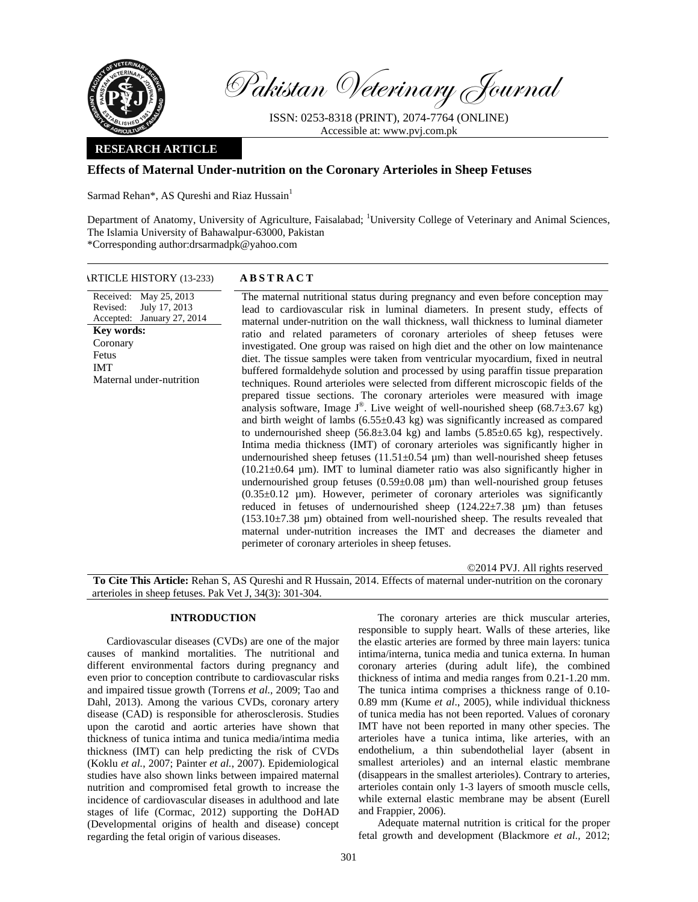Pakistan Veterinary Journal

ISSN: 0253-8318 (PRINT), 2074-7764 (ONLINE)
Accessible at: www.pvj.com.pk

**RESEARCH ARTICLE**

# Effects of Maternal Under-nutrition on the Coronary Arterioles in Sheep Fetuses

Sarmad Rehan*, AS Qureshi and Riaz Hussain[1]

Department of Anatomy, University of Agriculture, Faisalabad; [1]University College of Veterinary and Animal Sciences, The Islamia University of Bahawalpur-63000, Pakistan
*Corresponding author:drsarmadpk@yahoo.com

ARTICLE HISTORY (13-233)

Received: May 25, 2013
Revised: July 17, 2013
Accepted: January 27, 2014

**Key words:**
Coronary
Fetus
IMT
Maternal under-nutrition

## ABSTRACT

The maternal nutritional status during pregnancy and even before conception may lead to cardiovascular risk in luminal diameters. In present study, effects of maternal under-nutrition on the wall thickness, wall thickness to luminal diameter ratio and related parameters of coronary arterioles of sheep fetuses were investigated. One group was raised on high diet and the other on low maintenance diet. The tissue samples were taken from ventricular myocardium, fixed in neutral buffered formaldehyde solution and processed by using paraffin tissue preparation techniques. Round arterioles were selected from different microscopic fields of the prepared tissue sections. The coronary arterioles were measured with image analysis software, Image J®. Live weight of well-nourished sheep (68.7±3.67 kg) and birth weight of lambs (6.55±0.43 kg) was significantly increased as compared to undernourished sheep (56.8±3.04 kg) and lambs (5.85±0.65 kg), respectively. Intima media thickness (IMT) of coronary arterioles was significantly higher in undernourished sheep fetuses (11.51±0.54 µm) than well-nourished sheep fetuses (10.21±0.64 µm). IMT to luminal diameter ratio was also significantly higher in undernourished group fetuses (0.59±0.08 µm) than well-nourished group fetuses (0.35±0.12 µm). However, perimeter of coronary arterioles was significantly reduced in fetuses of undernourished sheep (124.22±7.38 µm) than fetuses (153.10±7.38 µm) obtained from well-nourished sheep. The results revealed that maternal under-nutrition increases the IMT and decreases the diameter and perimeter of coronary arterioles in sheep fetuses.

©2014 PVJ. All rights reserved

**To Cite This Article:** Rehan S, AS Qureshi and R Hussain, 2014. Effects of maternal under-nutrition on the coronary arterioles in sheep fetuses. Pak Vet J, 34(3): 301-304.

## INTRODUCTION

Cardiovascular diseases (CVDs) are one of the major causes of mankind mortalities. The nutritional and different environmental factors during pregnancy and even prior to conception contribute to cardiovascular risks and impaired tissue growth (Torrens *et al.,* 2009; Tao and Dahl, 2013). Among the various CVDs, coronary artery disease (CAD) is responsible for atherosclerosis. Studies upon the carotid and aortic arteries have shown that thickness of tunica intima and tunica media/intima media thickness (IMT) can help predicting the risk of CVDs (Koklu *et al.,* 2007; Painter *et al.,* 2007). Epidemiological studies have also shown links between impaired maternal nutrition and compromised fetal growth to increase the incidence of cardiovascular diseases in adulthood and late stages of life (Cormac, 2012) supporting the DoHAD (Developmental origins of health and disease) concept regarding the fetal origin of various diseases.

The coronary arteries are thick muscular arteries, responsible to supply heart. Walls of these arteries, like the elastic arteries are formed by three main layers: tunica intima/interna, tunica media and tunica externa. In human coronary arteries (during adult life), the combined thickness of intima and media ranges from 0.21-1.20 mm. The tunica intima comprises a thickness range of 0.10-0.89 mm (Kume *et al*., 2005), while individual thickness of tunica media has not been reported. Values of coronary IMT have not been reported in many other species. The arterioles have a tunica intima, like arteries, with an endothelium, a thin subendothelial layer (absent in smallest arterioles) and an internal elastic membrane (disappears in the smallest arterioles). Contrary to arteries, arterioles contain only 1-3 layers of smooth muscle cells, while external elastic membrane may be absent (Eurell and Frappier, 2006).

Adequate maternal nutrition is critical for the proper fetal growth and development (Blackmore *et al.,* 2012;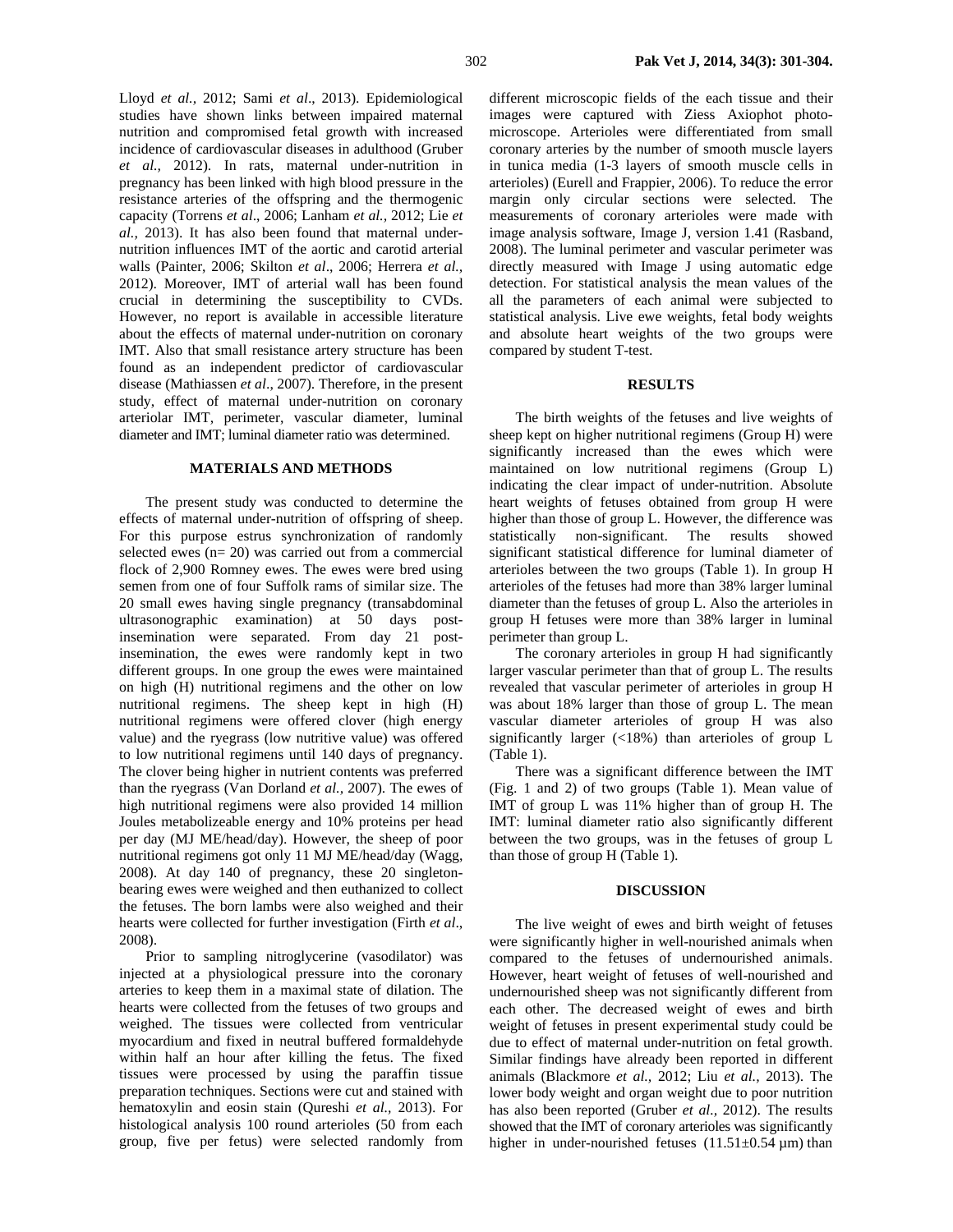Lloyd *et al.,* 2012; Sami *et al*., 2013). Epidemiological studies have shown links between impaired maternal nutrition and compromised fetal growth with increased incidence of cardiovascular diseases in adulthood (Gruber *et al.,* 2012). In rats, maternal under-nutrition in pregnancy has been linked with high blood pressure in the resistance arteries of the offspring and the thermogenic capacity (Torrens *et al*., 2006; Lanham *et al.,* 2012; Lie *et al.,* 2013). It has also been found that maternal under-nutrition influences IMT of the aortic and carotid arterial walls (Painter, 2006; Skilton *et al*., 2006; Herrera *et al.,* 2012). Moreover, IMT of arterial wall has been found crucial in determining the susceptibility to CVDs. However, no report is available in accessible literature about the effects of maternal under-nutrition on coronary IMT. Also that small resistance artery structure has been found as an independent predictor of cardiovascular disease (Mathiassen *et al*., 2007). Therefore, in the present study, effect of maternal under-nutrition on coronary arteriolar IMT, perimeter, vascular diameter, luminal diameter and IMT; luminal diameter ratio was determined.

## MATERIALS AND METHODS

The present study was conducted to determine the effects of maternal under-nutrition of offspring of sheep. For this purpose estrus synchronization of randomly selected ewes (n= 20) was carried out from a commercial flock of 2,900 Romney ewes. The ewes were bred using semen from one of four Suffolk rams of similar size. The 20 small ewes having single pregnancy (transabdominal ultrasonographic examination) at 50 days post-insemination were separated. From day 21 post-insemination, the ewes were randomly kept in two different groups. In one group the ewes were maintained on high (H) nutritional regimens and the other on low nutritional regimens. The sheep kept in high (H) nutritional regimens were offered clover (high energy value) and the ryegrass (low nutritive value) was offered to low nutritional regimens until 140 days of pregnancy. The clover being higher in nutrient contents was preferred than the ryegrass (Van Dorland *et al.,* 2007). The ewes of high nutritional regimens were also provided 14 million Joules metabolizeable energy and 10% proteins per head per day (MJ ME/head/day). However, the sheep of poor nutritional regimens got only 11 MJ ME/head/day (Wagg, 2008). At day 140 of pregnancy, these 20 singleton-bearing ewes were weighed and then euthanized to collect the fetuses. The born lambs were also weighed and their hearts were collected for further investigation (Firth *et al*., 2008).

Prior to sampling nitroglycerine (vasodilator) was injected at a physiological pressure into the coronary arteries to keep them in a maximal state of dilation. The hearts were collected from the fetuses of two groups and weighed. The tissues were collected from ventricular myocardium and fixed in neutral buffered formaldehyde within half an hour after killing the fetus. The fixed tissues were processed by using the paraffin tissue preparation techniques. Sections were cut and stained with hematoxylin and eosin stain (Qureshi *et al.,* 2013). For histological analysis 100 round arterioles (50 from each group, five per fetus) were selected randomly from different microscopic fields of the each tissue and their images were captured with Ziess Axiophot photo-microscope. Arterioles were differentiated from small coronary arteries by the number of smooth muscle layers in tunica media (1-3 layers of smooth muscle cells in arterioles) (Eurell and Frappier, 2006). To reduce the error margin only circular sections were selected. The measurements of coronary arterioles were made with image analysis software, Image J, version 1.41 (Rasband, 2008). The luminal perimeter and vascular perimeter was directly measured with Image J using automatic edge detection. For statistical analysis the mean values of the all the parameters of each animal were subjected to statistical analysis. Live ewe weights, fetal body weights and absolute heart weights of the two groups were compared by student T-test.

## RESULTS

The birth weights of the fetuses and live weights of sheep kept on higher nutritional regimens (Group H) were significantly increased than the ewes which were maintained on low nutritional regimens (Group L) indicating the clear impact of under-nutrition. Absolute heart weights of fetuses obtained from group H were higher than those of group L. However, the difference was statistically non-significant. The results showed significant statistical difference for luminal diameter of arterioles between the two groups (Table 1). In group H arterioles of the fetuses had more than 38% larger luminal diameter than the fetuses of group L. Also the arterioles in group H fetuses were more than 38% larger in luminal perimeter than group L.

The coronary arterioles in group H had significantly larger vascular perimeter than that of group L. The results revealed that vascular perimeter of arterioles in group H was about 18% larger than those of group L. The mean vascular diameter arterioles of group H was also significantly larger (<18%) than arterioles of group L (Table 1).

There was a significant difference between the IMT (Fig. 1 and 2) of two groups (Table 1). Mean value of IMT of group L was 11% higher than of group H. The IMT: luminal diameter ratio also significantly different between the two groups, was in the fetuses of group L than those of group H (Table 1).

## DISCUSSION

The live weight of ewes and birth weight of fetuses were significantly higher in well-nourished animals when compared to the fetuses of undernourished animals. However, heart weight of fetuses of well-nourished and undernourished sheep was not significantly different from each other. The decreased weight of ewes and birth weight of fetuses in present experimental study could be due to effect of maternal under-nutrition on fetal growth. Similar findings have already been reported in different animals (Blackmore *et al.,* 2012; Liu *et al.,* 2013). The lower body weight and organ weight due to poor nutrition has also been reported (Gruber *et al.,* 2012). The results showed that the IMT of coronary arterioles was significantly higher in under-nourished fetuses (11.51±0.54 µm) than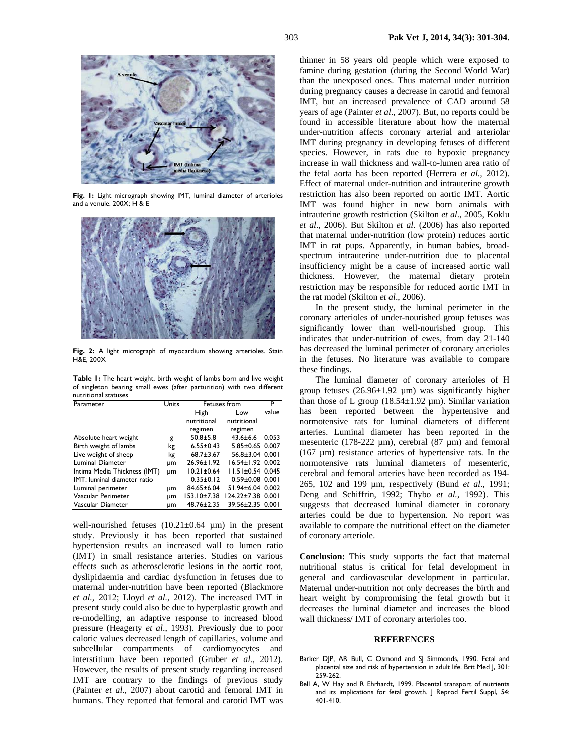Fig. 1: Light micrograph showing IMT, luminal diameter of arterioles and a venule. 200X; H & E

Fig. 2: A light micrograph of myocardium showing arterioles. Stain H&E, 200X

**Table 1:** The heart weight, birth weight of lambs born and live weight of singleton bearing small ewes (after parturition) with two different nutritional statuses

| Parameter | Units | Fetuses from | | P value |
|---|---|---|---|---|
| | | High nutritional regimen | Low nutritional regimen | |
| Absolute heart weight | g | 50.8±5.8 | 43.6±6.6 | 0.053 |
| Birth weight of lambs | kg | 6.55±0.43 | 5.85±0.65 | 0.007 |
| Live weight of sheep | kg | 68.7±3.67 | 56.8±3.04 | 0.001 |
| Luminal Diameter | µm | 26.96±1.92 | 16.54±1.92 | 0.002 |
| Intima Media Thickness (IMT) | µm | 10.21±0.64 | 11.51±0.54 | 0.045 |
| IMT: luminal diameter ratio | | 0.35±0.12 | 0.59±0.08 | 0.001 |
| Luminal perimeter | µm | 84.65±6.04 | 51.94±6.04 | 0.002 |
| Vascular Perimeter | µm | 153.10±7.38 | 124.22±7.38 | 0.001 |
| Vascular Diameter | µm | 48.76±2.35 | 39.56±2.35 | 0.001 |

well-nourished fetuses (10.21±0.64 µm) in the present study. Previously it has been reported that sustained hypertension results an increased wall to lumen ratio (IMT) in small resistance arteries. Studies on various effects such as atherosclerotic lesions in the aortic root, dyslipidaemia and cardiac dysfunction in fetuses due to maternal under-nutrition have been reported (Blackmore *et al.*, 2012; Lloyd *et al.*, 2012). The increased IMT in present study could also be due to hyperplastic growth and re-modelling, an adaptive response to increased blood pressure (Heagerty *et al*., 1993). Previously due to poor caloric values decreased length of capillaries, volume and subcellular compartments of cardiomyocytes and interstitium have been reported (Gruber *et al.*, 2012). However, the results of present study regarding increased IMT are contrary to the findings of previous study (Painter *et al*., 2007) about carotid and femoral IMT in humans. They reported that femoral and carotid IMT was thinner in 58 years old people which were exposed to famine during gestation (during the Second World War) than the unexposed ones. Thus maternal under nutrition during pregnancy causes a decrease in carotid and femoral IMT, but an increased prevalence of CAD around 58 years of age (Painter *et al*., 2007). But, no reports could be found in accessible literature about how the maternal under-nutrition affects coronary arterial and arteriolar IMT during pregnancy in developing fetuses of different species. However, in rats due to hypoxic pregnancy increase in wall thickness and wall-to-lumen area ratio of the fetal aorta has been reported (Herrera *et al*., 2012). Effect of maternal under-nutrition and intrauterine growth restriction has also been reported on aortic IMT. Aortic IMT was found higher in new born animals with intrauterine growth restriction (Skilton *et al*., 2005, Koklu *et al*., 2006). But Skilton *et al*. (2006) has also reported that maternal under-nutrition (low protein) reduces aortic IMT in rat pups. Apparently, in human babies, broad-spectrum intrauterine under-nutrition due to placental insufficiency might be a cause of increased aortic wall thickness. However, the maternal dietary protein restriction may be responsible for reduced aortic IMT in the rat model (Skilton *et al*., 2006).

In the present study, the luminal perimeter in the coronary arterioles of under-nourished group fetuses was significantly lower than well-nourished group. This indicates that under-nutrition of ewes, from day 21-140 has decreased the luminal perimeter of coronary arterioles in the fetuses. No literature was available to compare these findings.

The luminal diameter of coronary arterioles of H group fetuses (26.96±1.92 µm) was significantly higher than those of L group (18.54±1.92 µm). Similar variation has been reported between the hypertensive and normotensive rats for luminal diameters of different arteries. Luminal diameter has been reported in the mesenteric (178-222 µm), cerebral (87 µm) and femoral (167 µm) resistance arteries of hypertensive rats. In the normotensive rats luminal diameters of mesenteric, cerebral and femoral arteries have been recorded as 194-265, 102 and 199 µm, respectively (Bund *et al.*, 1991; Deng and Schiffrin, 1992; Thybo *et al.*, 1992). This suggests that decreased luminal diameter in coronary arteries could be due to hypertension. No report was available to compare the nutritional effect on the diameter of coronary arteriole.

**Conclusion:** This study supports the fact that maternal nutritional status is critical for fetal development in general and cardiovascular development in particular. Maternal under-nutrition not only decreases the birth and heart weight by compromising the fetal growth but it decreases the luminal diameter and increases the blood wall thickness/ IMT of coronary arterioles too.

## REFERENCES

Barker DJP, AR Bull, C Osmond and SJ Simmonds, 1990. Fetal and placental size and risk of hypertension in adult life. Brit Med J, 301: 259-262.

Bell A, W Hay and R Ehrhardt, 1999. Placental transport of nutrients and its implications for fetal growth. J Reprod Fertil Suppl, 54: 401-410.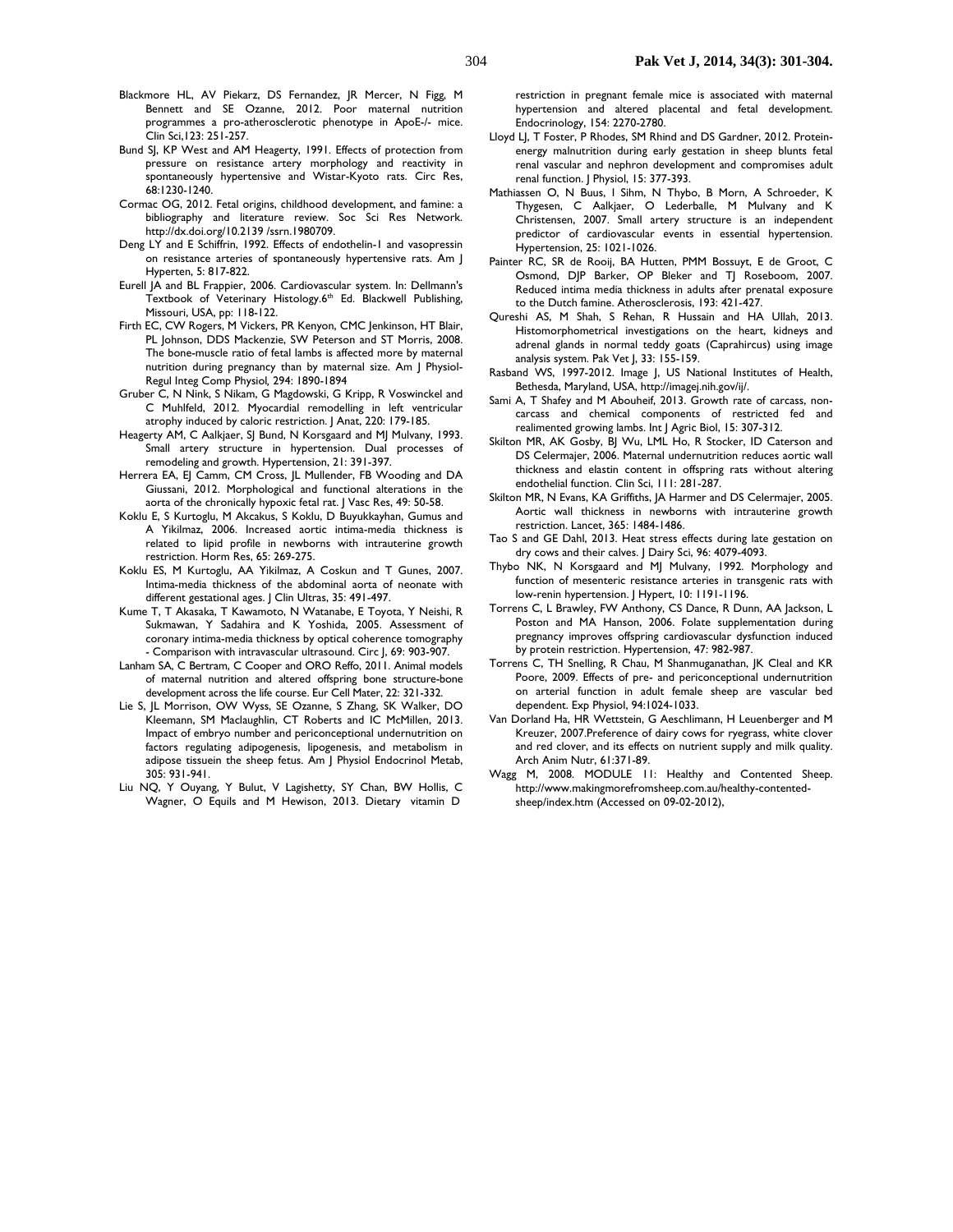Blackmore HL, AV Piekarz, DS Fernandez, JR Mercer, N Figg, M Bennett and SE Ozanne, 2012. Poor maternal nutrition programmes a pro-atherosclerotic phenotype in ApoE-/- mice. Clin Sci,123: 251-257.

Bund SJ, KP West and AM Heagerty, 1991. Effects of protection from pressure on resistance artery morphology and reactivity in spontaneously hypertensive and Wistar-Kyoto rats. Circ Res, 68:1230-1240.

Cormac OG, 2012. Fetal origins, childhood development, and famine: a bibliography and literature review. Soc Sci Res Network. http://dx.doi.org/10.2139 /ssrn.1980709.

Deng LY and E Schiffrin, 1992. Effects of endothelin-1 and vasopressin on resistance arteries of spontaneously hypertensive rats. Am J Hyperten, 5: 817-822.

Eurell JA and BL Frappier, 2006. Cardiovascular system. In: Dellmann's Textbook of Veterinary Histology.6th Ed. Blackwell Publishing, Missouri, USA, pp: 118-122.

Firth EC, CW Rogers, M Vickers, PR Kenyon, CMC Jenkinson, HT Blair, PL Johnson, DDS Mackenzie, SW Peterson and ST Morris, 2008. The bone-muscle ratio of fetal lambs is affected more by maternal nutrition during pregnancy than by maternal size. Am J Physiol-Regul Integ Comp Physiol, 294: 1890-1894

Gruber C, N Nink, S Nikam, G Magdowski, G Kripp, R Voswinckel and C Muhlfeld, 2012. Myocardial remodelling in left ventricular atrophy induced by caloric restriction. J Anat, 220: 179-185.

Heagerty AM, C Aalkjaer, SJ Bund, N Korsgaard and MJ Mulvany, 1993. Small artery structure in hypertension. Dual processes of remodeling and growth. Hypertension, 21: 391-397.

Herrera EA, EJ Camm, CM Cross, JL Mullender, FB Wooding and DA Giussani, 2012. Morphological and functional alterations in the aorta of the chronically hypoxic fetal rat. J Vasc Res, 49: 50-58.

Koklu E, S Kurtoglu, M Akcakus, S Koklu, D Buyukkayhan, Gumus and A Yikilmaz, 2006. Increased aortic intima-media thickness is related to lipid profile in newborns with intrauterine growth restriction. Horm Res, 65: 269-275.

Koklu ES, M Kurtoglu, AA Yikilmaz, A Coskun and T Gunes, 2007. Intima-media thickness of the abdominal aorta of neonate with different gestational ages. J Clin Ultras, 35: 491-497.

Kume T, T Akasaka, T Kawamoto, N Watanabe, E Toyota, Y Neishi, R Sukmawan, Y Sadahira and K Yoshida, 2005. Assessment of coronary intima-media thickness by optical coherence tomography - Comparison with intravascular ultrasound. Circ J, 69: 903-907.

Lanham SA, C Bertram, C Cooper and ORO Reffo, 2011. Animal models of maternal nutrition and altered offspring bone structure-bone development across the life course. Eur Cell Mater, 22: 321-332.

Lie S, JL Morrison, OW Wyss, SE Ozanne, S Zhang, SK Walker, DO Kleemann, SM Maclaughlin, CT Roberts and IC McMillen, 2013. Impact of embryo number and periconceptional undernutrition on factors regulating adipogenesis, lipogenesis, and metabolism in adipose tissuein the sheep fetus. Am J Physiol Endocrinol Metab, 305: 931-941.

Liu NQ, Y Ouyang, Y Bulut, V Lagishetty, SY Chan, BW Hollis, C Wagner, O Equils and M Hewison, 2013. Dietary vitamin D restriction in pregnant female mice is associated with maternal hypertension and altered placental and fetal development. Endocrinology, 154: 2270-2780.

Lloyd LJ, T Foster, P Rhodes, SM Rhind and DS Gardner, 2012. Protein-energy malnutrition during early gestation in sheep blunts fetal renal vascular and nephron development and compromises adult renal function. J Physiol, 15: 377-393.

Mathiassen O, N Buus, I Sihm, N Thybo, B Morn, A Schroeder, K Thygesen, C Aalkjaer, O Lederballe, M Mulvany and K Christensen, 2007. Small artery structure is an independent predictor of cardiovascular events in essential hypertension. Hypertension, 25: 1021-1026.

Painter RC, SR de Rooij, BA Hutten, PMM Bossuyt, E de Groot, C Osmond, DJP Barker, OP Bleker and TJ Roseboom, 2007. Reduced intima media thickness in adults after prenatal exposure to the Dutch famine. Atherosclerosis, 193: 421-427.

Qureshi AS, M Shah, S Rehan, R Hussain and HA Ullah, 2013. Histomorphometrical investigations on the heart, kidneys and adrenal glands in normal teddy goats (Caprahircus) using image analysis system. Pak Vet J, 33: 155-159.

Rasband WS, 1997-2012. Image J, US National Institutes of Health, Bethesda, Maryland, USA, http://imagej.nih.gov/ij/.

Sami A, T Shafey and M Abouheif, 2013. Growth rate of carcass, non-carcass and chemical components of restricted fed and realimented growing lambs. Int J Agric Biol, 15: 307-312.

Skilton MR, AK Gosby, BJ Wu, LML Ho, R Stocker, ID Caterson and DS Celermajer, 2006. Maternal undernutrition reduces aortic wall thickness and elastin content in offspring rats without altering endothelial function. Clin Sci, 111: 281-287.

Skilton MR, N Evans, KA Griffiths, JA Harmer and DS Celermajer, 2005. Aortic wall thickness in newborns with intrauterine growth restriction. Lancet, 365: 1484-1486.

Tao S and GE Dahl, 2013. Heat stress effects during late gestation on dry cows and their calves. J Dairy Sci, 96: 4079-4093.

Thybo NK, N Korsgaard and MJ Mulvany, 1992. Morphology and function of mesenteric resistance arteries in transgenic rats with low-renin hypertension. J Hypert, 10: 1191-1196.

Torrens C, L Brawley, FW Anthony, CS Dance, R Dunn, AA Jackson, L Poston and MA Hanson, 2006. Folate supplementation during pregnancy improves offspring cardiovascular dysfunction induced by protein restriction. Hypertension, 47: 982-987.

Torrens C, TH Snelling, R Chau, M Shanmuganathan, JK Cleal and KR Poore, 2009. Effects of pre- and periconceptional undernutrition on arterial function in adult female sheep are vascular bed dependent. Exp Physiol, 94:1024-1033.

Van Dorland Ha, HR Wettstein, G Aeschlimann, H Leuenberger and M Kreuzer, 2007.Preference of dairy cows for ryegrass, white clover and red clover, and its effects on nutrient supply and milk quality. Arch Anim Nutr, 61:371-89.

Wagg M, 2008. MODULE 11: Healthy and Contented Sheep. http://www.makingmorefromsheep.com.au/healthy-contented-sheep/index.htm (Accessed on 09-02-2012),